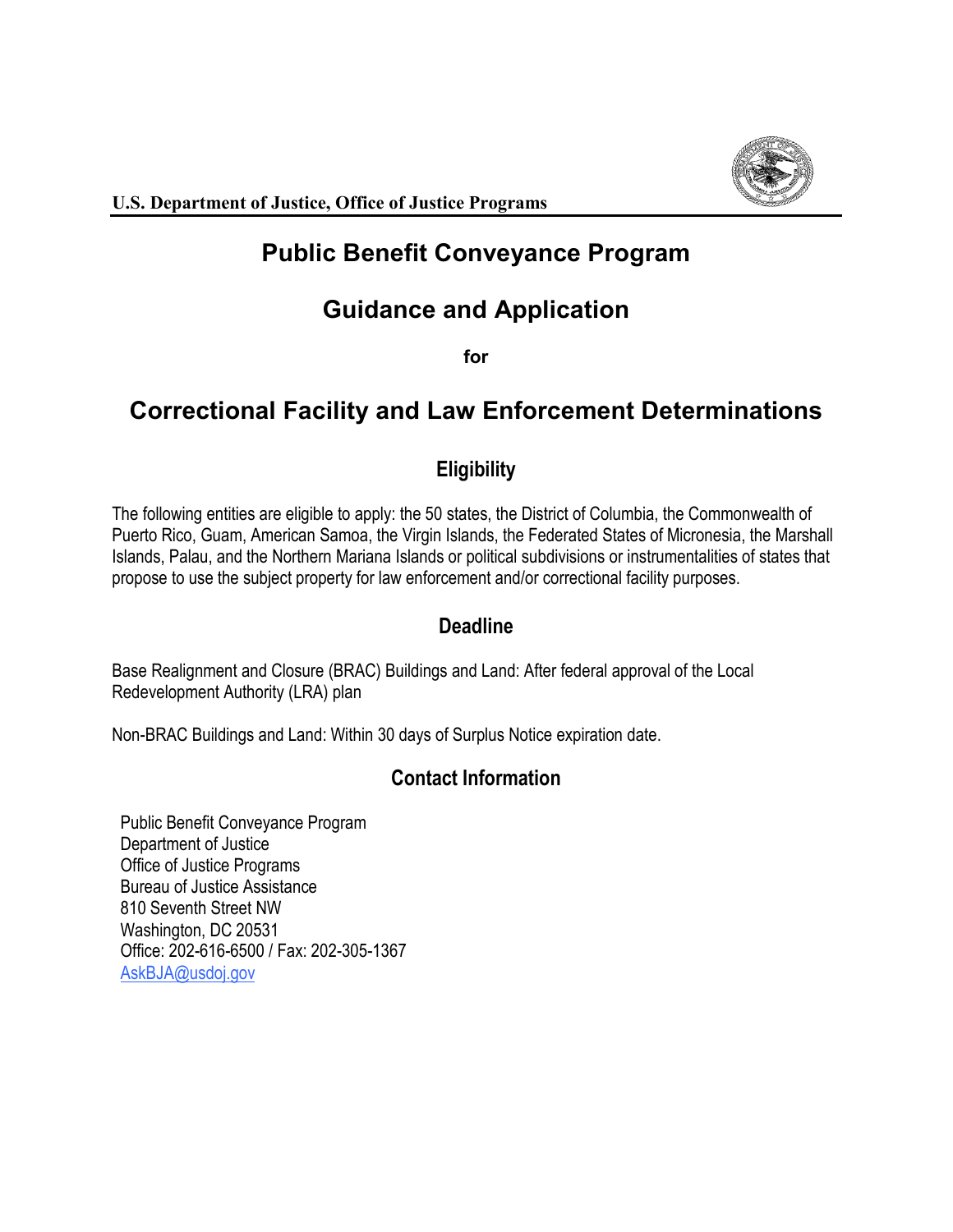U.S. Department of Justice, Office of Justice Programs

# Public Benefit Conveyance Program

# Guidance and Application

**for**

# Correctional Facility and Law Enforcement Determinations

## Eligibility

The following entities are eligible to apply: the 50 states, the District of Columbia, the Commonwealth of Puerto Rico, Guam, American Samoa, the Virgin Islands, the Federated States of Micronesia, the Marshall Islands, Palau, and the Northern Mariana Islands or political subdivisions or instrumentalities of states that propose to use the subject property for law enforcement and/or correctional facility purposes.

## Deadline

Base Realignment and Closure (BRAC) Buildings and Land: After federal approval of the Local Redevelopment Authority (LRA) plan

Non-BRAC Buildings and Land: Within 30 days of Surplus Notice expiration date.

## Contact Information

Public Benefit Conveyance Program
Department of Justice
Office of Justice Programs
Bureau of Justice Assistance
810 Seventh Street NW
Washington, DC 20531
Office: 202-616-6500 / Fax: 202-305-1367
AskBJA@usdoj.gov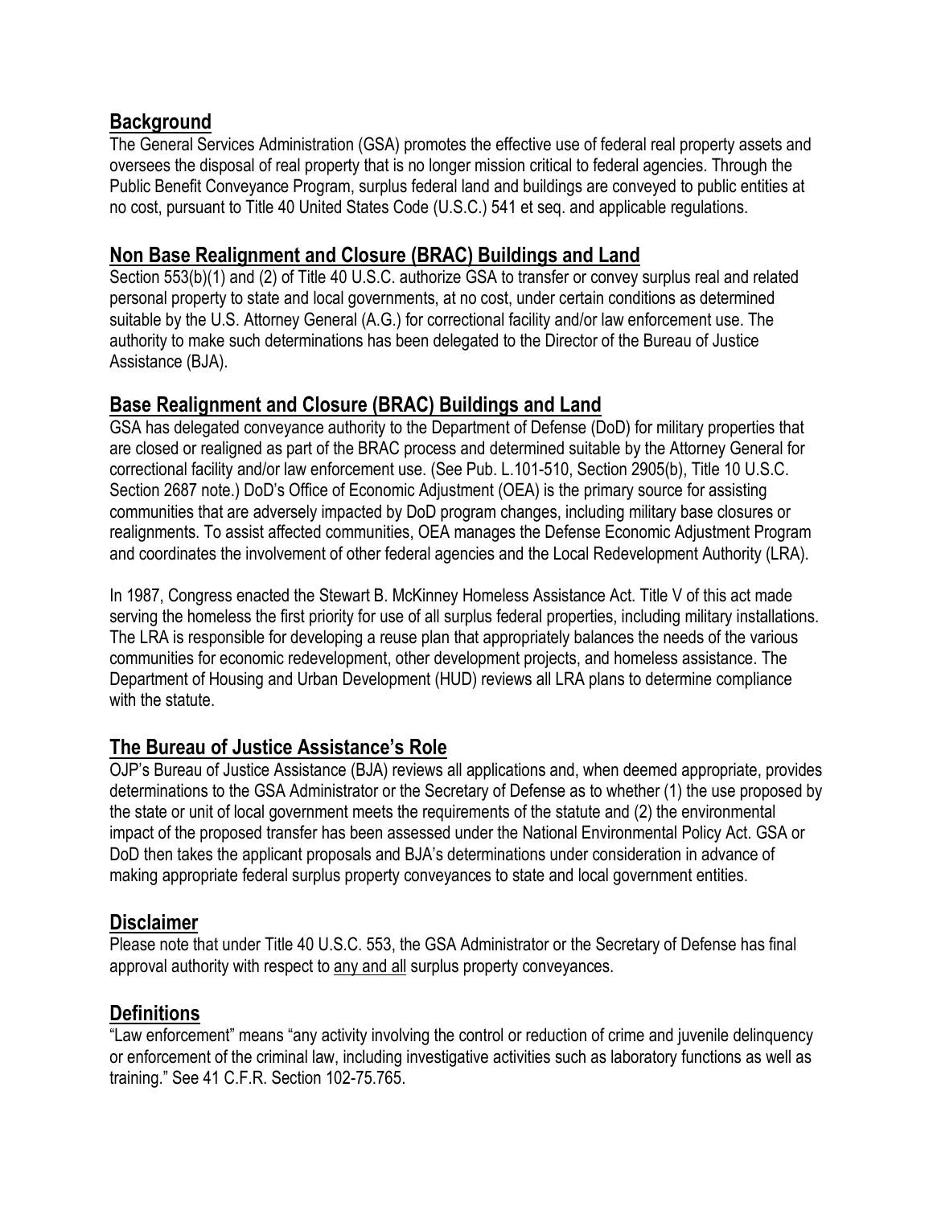## Background

The General Services Administration (GSA) promotes the effective use of federal real property assets and oversees the disposal of real property that is no longer mission critical to federal agencies. Through the Public Benefit Conveyance Program, surplus federal land and buildings are conveyed to public entities at no cost, pursuant to Title 40 United States Code (U.S.C.) 541 et seq. and applicable regulations.

## Non Base Realignment and Closure (BRAC) Buildings and Land

Section 553(b)(1) and (2) of Title 40 U.S.C. authorize GSA to transfer or convey surplus real and related personal property to state and local governments, at no cost, under certain conditions as determined suitable by the U.S. Attorney General (A.G.) for correctional facility and/or law enforcement use. The authority to make such determinations has been delegated to the Director of the Bureau of Justice Assistance (BJA).

## Base Realignment and Closure (BRAC) Buildings and Land

GSA has delegated conveyance authority to the Department of Defense (DoD) for military properties that are closed or realigned as part of the BRAC process and determined suitable by the Attorney General for correctional facility and/or law enforcement use. (See Pub. L.101-510, Section 2905(b), Title 10 U.S.C. Section 2687 note.) DoD's Office of Economic Adjustment (OEA) is the primary source for assisting communities that are adversely impacted by DoD program changes, including military base closures or realignments. To assist affected communities, OEA manages the Defense Economic Adjustment Program and coordinates the involvement of other federal agencies and the Local Redevelopment Authority (LRA).

In 1987, Congress enacted the Stewart B. McKinney Homeless Assistance Act. Title V of this act made serving the homeless the first priority for use of all surplus federal properties, including military installations. The LRA is responsible for developing a reuse plan that appropriately balances the needs of the various communities for economic redevelopment, other development projects, and homeless assistance. The Department of Housing and Urban Development (HUD) reviews all LRA plans to determine compliance with the statute.

## The Bureau of Justice Assistance's Role

OJP's Bureau of Justice Assistance (BJA) reviews all applications and, when deemed appropriate, provides determinations to the GSA Administrator or the Secretary of Defense as to whether (1) the use proposed by the state or unit of local government meets the requirements of the statute and (2) the environmental impact of the proposed transfer has been assessed under the National Environmental Policy Act. GSA or DoD then takes the applicant proposals and BJA's determinations under consideration in advance of making appropriate federal surplus property conveyances to state and local government entities.

## Disclaimer

Please note that under Title 40 U.S.C. 553, the GSA Administrator or the Secretary of Defense has final approval authority with respect to any and all surplus property conveyances.

## Definitions

"Law enforcement" means "any activity involving the control or reduction of crime and juvenile delinquency or enforcement of the criminal law, including investigative activities such as laboratory functions as well as training." See 41 C.F.R. Section 102-75.765.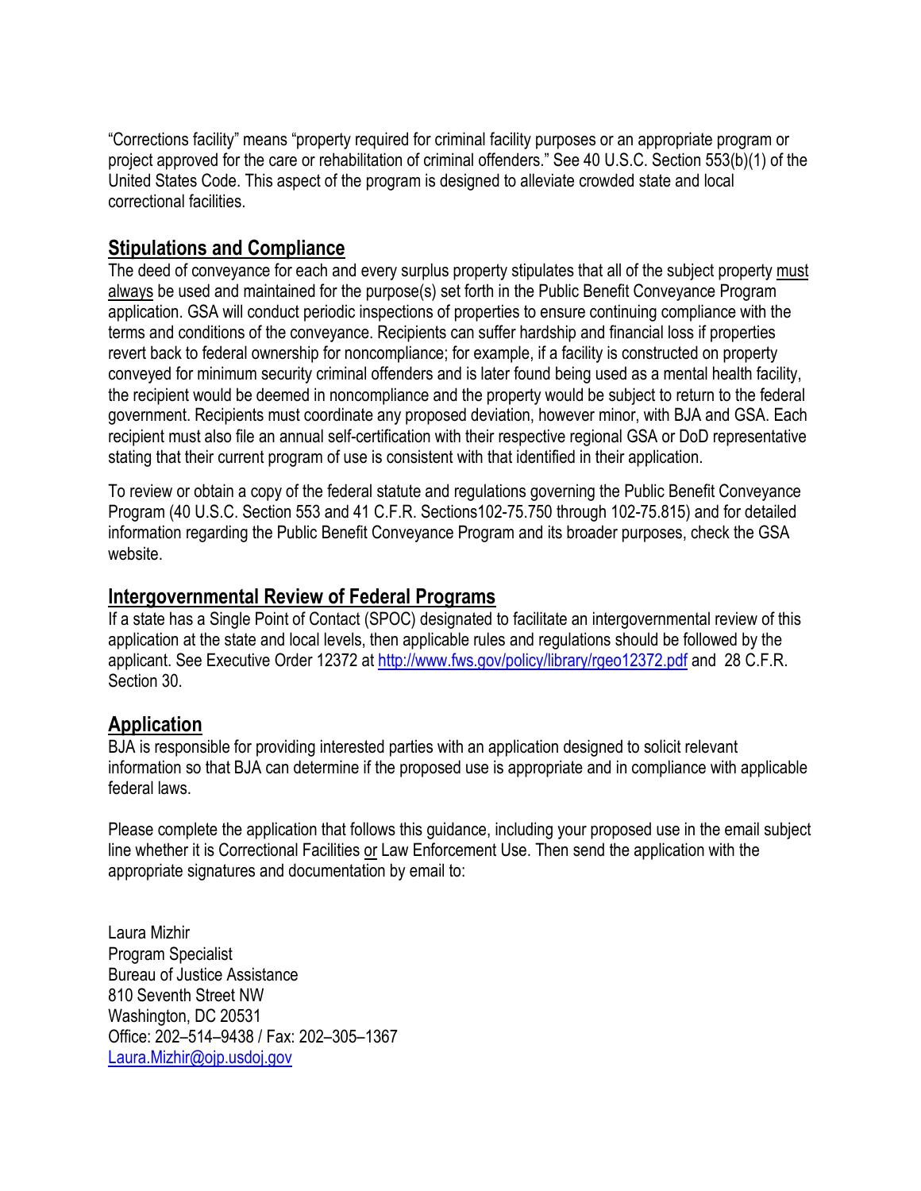"Corrections facility" means "property required for criminal facility purposes or an appropriate program or project approved for the care or rehabilitation of criminal offenders." See 40 U.S.C. Section 553(b)(1) of the United States Code. This aspect of the program is designed to alleviate crowded state and local correctional facilities.

## Stipulations and Compliance

The deed of conveyance for each and every surplus property stipulates that all of the subject property must always be used and maintained for the purpose(s) set forth in the Public Benefit Conveyance Program application. GSA will conduct periodic inspections of properties to ensure continuing compliance with the terms and conditions of the conveyance. Recipients can suffer hardship and financial loss if properties revert back to federal ownership for noncompliance; for example, if a facility is constructed on property conveyed for minimum security criminal offenders and is later found being used as a mental health facility, the recipient would be deemed in noncompliance and the property would be subject to return to the federal government. Recipients must coordinate any proposed deviation, however minor, with BJA and GSA. Each recipient must also file an annual self-certification with their respective regional GSA or DoD representative stating that their current program of use is consistent with that identified in their application.

To review or obtain a copy of the federal statute and regulations governing the Public Benefit Conveyance Program (40 U.S.C. Section 553 and 41 C.F.R. Sections102-75.750 through 102-75.815) and for detailed information regarding the Public Benefit Conveyance Program and its broader purposes, check the GSA website.

## Intergovernmental Review of Federal Programs

If a state has a Single Point of Contact (SPOC) designated to facilitate an intergovernmental review of this application at the state and local levels, then applicable rules and regulations should be followed by the applicant. See Executive Order 12372 at http://www.fws.gov/policy/library/rgeo12372.pdf and 28 C.F.R. Section 30.

## Application

BJA is responsible for providing interested parties with an application designed to solicit relevant information so that BJA can determine if the proposed use is appropriate and in compliance with applicable federal laws.

Please complete the application that follows this guidance, including your proposed use in the email subject line whether it is Correctional Facilities or Law Enforcement Use. Then send the application with the appropriate signatures and documentation by email to:

Laura Mizhir
Program Specialist
Bureau of Justice Assistance
810 Seventh Street NW
Washington, DC 20531
Office: 202–514–9438 / Fax: 202–305–1367
Laura.Mizhir@ojp.usdoj.gov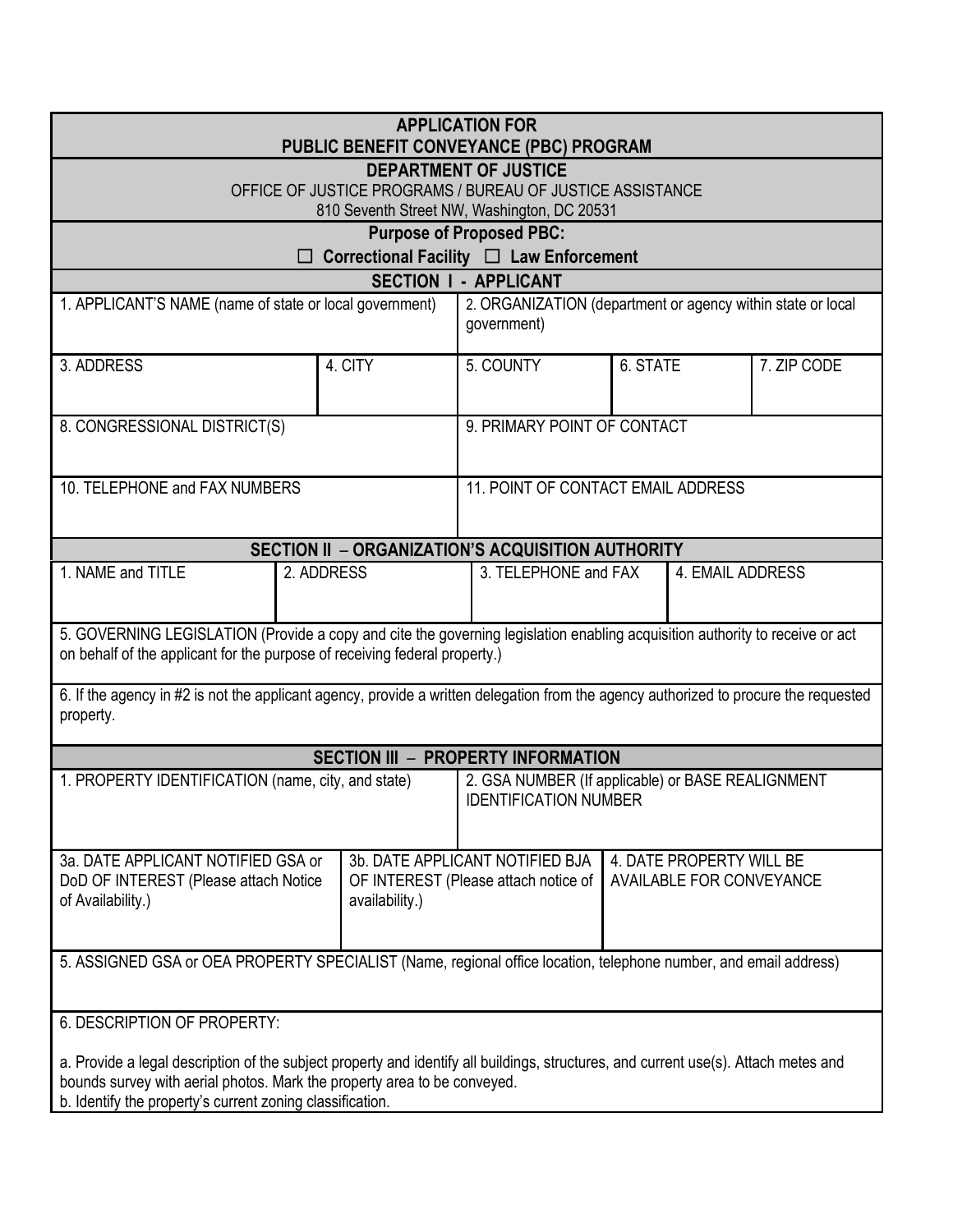## APPLICATION FOR PUBLIC BENEFIT CONVEYANCE (PBC) PROGRAM

**DEPARTMENT OF JUSTICE**

OFFICE OF JUSTICE PROGRAMS / BUREAU OF JUSTICE ASSISTANCE

810 Seventh Street NW, Washington, DC 20531

**Purpose of Proposed PBC:**

☐ **Correctional Facility** ☐ **Law Enforcement**

### SECTION I - APPLICANT

| 1. APPLICANT'S NAME (name of state or local government) | | 2. ORGANIZATION (department or agency within state or local government) | | |
|---|---|---|---|---|
| 3. ADDRESS | 4. CITY | 5. COUNTY | 6. STATE | 7. ZIP CODE |
| 8. CONGRESSIONAL DISTRICT(S) | | 9. PRIMARY POINT OF CONTACT | | |
| 10. TELEPHONE and FAX NUMBERS | | 11. POINT OF CONTACT EMAIL ADDRESS | | |

### SECTION II – ORGANIZATION'S ACQUISITION AUTHORITY

| 1. NAME and TITLE | 2. ADDRESS | 3. TELEPHONE and FAX | 4. EMAIL ADDRESS |
|---|---|---|---|

5. GOVERNING LEGISLATION (Provide a copy and cite the governing legislation enabling acquisition authority to receive or act on behalf of the applicant for the purpose of receiving federal property.)

6. If the agency in #2 is not the applicant agency, provide a written delegation from the agency authorized to procure the requested property.

### SECTION III – PROPERTY INFORMATION

| 1. PROPERTY IDENTIFICATION (name, city, and state) | | 2. GSA NUMBER (If applicable) or BASE REALIGNMENT IDENTIFICATION NUMBER |
|---|---|---|
| 3a. DATE APPLICANT NOTIFIED GSA or DoD OF INTEREST (Please attach Notice of Availability.) | 3b. DATE APPLICANT NOTIFIED BJA OF INTEREST (Please attach notice of availability.) | 4. DATE PROPERTY WILL BE AVAILABLE FOR CONVEYANCE |

5. ASSIGNED GSA or OEA PROPERTY SPECIALIST (Name, regional office location, telephone number, and email address)

6. DESCRIPTION OF PROPERTY:

a. Provide a legal description of the subject property and identify all buildings, structures, and current use(s). Attach metes and bounds survey with aerial photos. Mark the property area to be conveyed.
b. Identify the property's current zoning classification.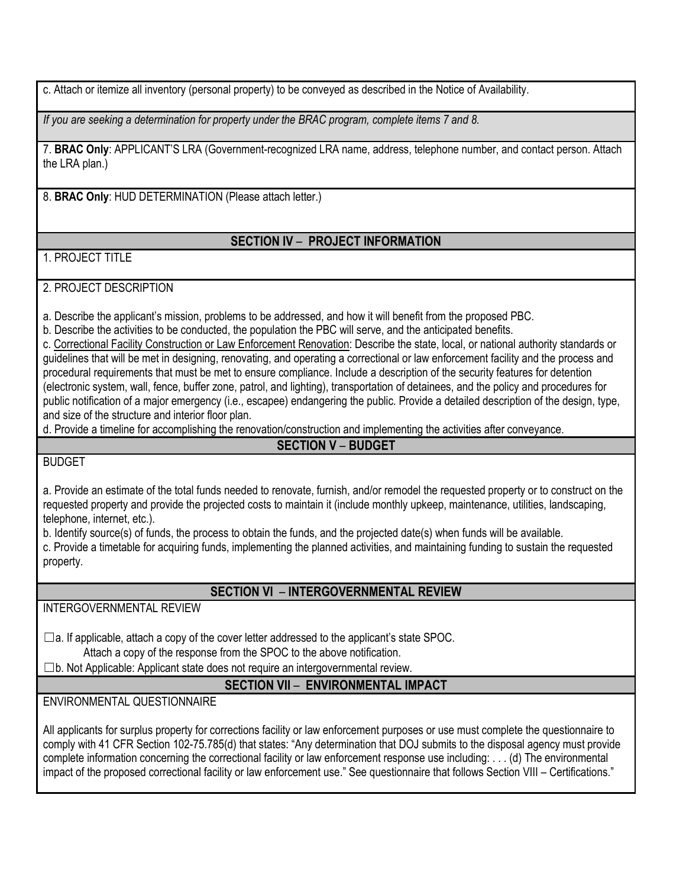c. Attach or itemize all inventory (personal property) to be conveyed as described in the Notice of Availability.

*If you are seeking a determination for property under the BRAC program, complete items 7 and 8.*

7. **BRAC Only**: APPLICANT'S LRA (Government-recognized LRA name, address, telephone number, and contact person. Attach the LRA plan.)

8. **BRAC Only**: HUD DETERMINATION (Please attach letter.)

## SECTION IV – PROJECT INFORMATION

1. PROJECT TITLE

2. PROJECT DESCRIPTION

a. Describe the applicant's mission, problems to be addressed, and how it will benefit from the proposed PBC.

b. Describe the activities to be conducted, the population the PBC will serve, and the anticipated benefits.

c. Correctional Facility Construction or Law Enforcement Renovation: Describe the state, local, or national authority standards or guidelines that will be met in designing, renovating, and operating a correctional or law enforcement facility and the process and procedural requirements that must be met to ensure compliance. Include a description of the security features for detention (electronic system, wall, fence, buffer zone, patrol, and lighting), transportation of detainees, and the policy and procedures for public notification of a major emergency (i.e., escapee) endangering the public. Provide a detailed description of the design, type, and size of the structure and interior floor plan.

d. Provide a timeline for accomplishing the renovation/construction and implementing the activities after conveyance.

## SECTION V – BUDGET

BUDGET

a. Provide an estimate of the total funds needed to renovate, furnish, and/or remodel the requested property or to construct on the requested property and provide the projected costs to maintain it (include monthly upkeep, maintenance, utilities, landscaping, telephone, internet, etc.).

b. Identify source(s) of funds, the process to obtain the funds, and the projected date(s) when funds will be available.

c. Provide a timetable for acquiring funds, implementing the planned activities, and maintaining funding to sustain the requested property.

## SECTION VI – INTERGOVERNMENTAL REVIEW

INTERGOVERNMENTAL REVIEW

☐a. If applicable, attach a copy of the cover letter addressed to the applicant's state SPOC.
Attach a copy of the response from the SPOC to the above notification.

☐b. Not Applicable: Applicant state does not require an intergovernmental review.

## SECTION VII – ENVIRONMENTAL IMPACT

ENVIRONMENTAL QUESTIONNAIRE

All applicants for surplus property for corrections facility or law enforcement purposes or use must complete the questionnaire to comply with 41 CFR Section 102-75.785(d) that states: "Any determination that DOJ submits to the disposal agency must provide complete information concerning the correctional facility or law enforcement response use including: . . . (d) The environmental impact of the proposed correctional facility or law enforcement use." See questionnaire that follows Section VIII – Certifications."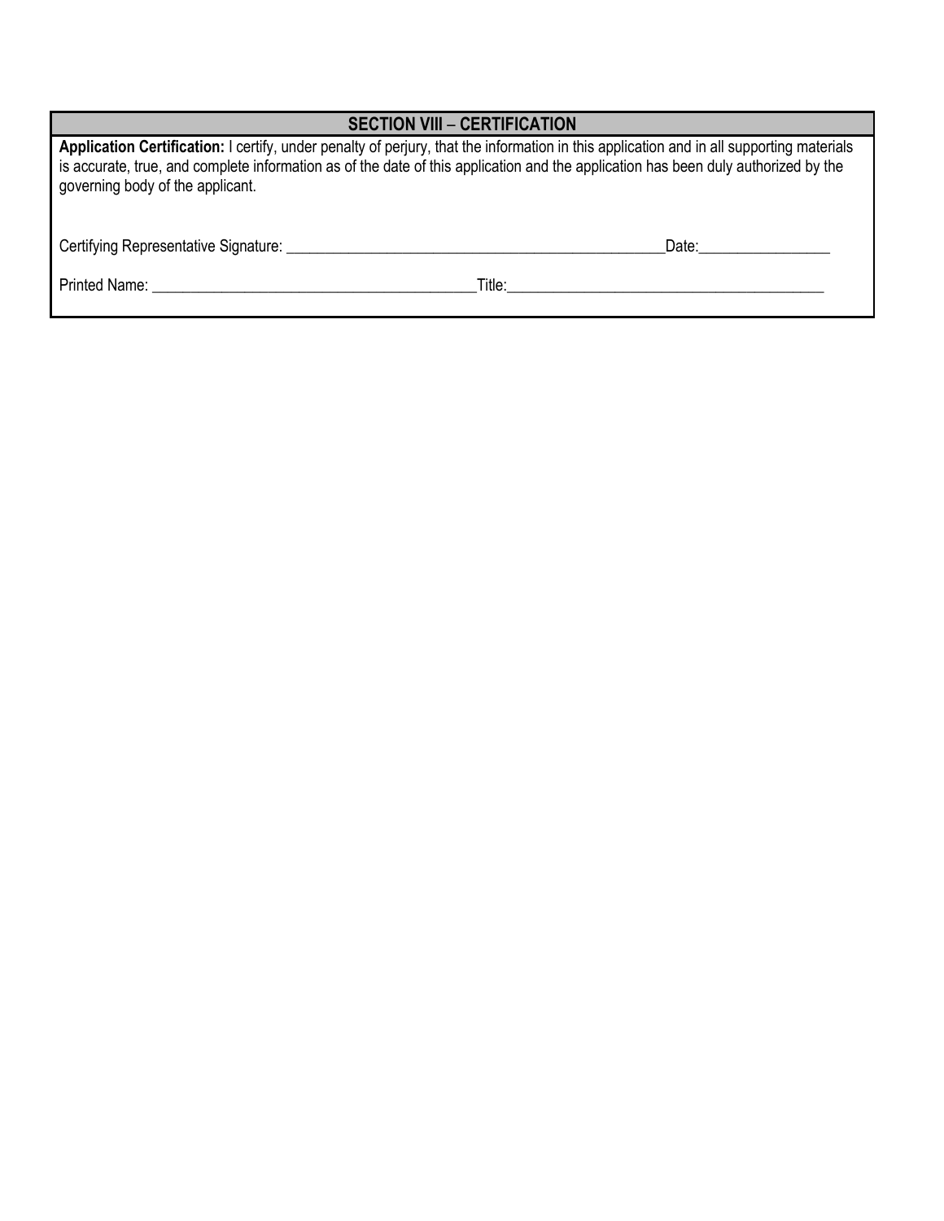## SECTION VIII – CERTIFICATION

**Application Certification:** I certify, under penalty of perjury, that the information in this application and in all supporting materials is accurate, true, and complete information as of the date of this application and the application has been duly authorized by the governing body of the applicant.

Certifying Representative Signature: _______________________________________________Date:________________

Printed Name: ________________________________________Title:_______________________________________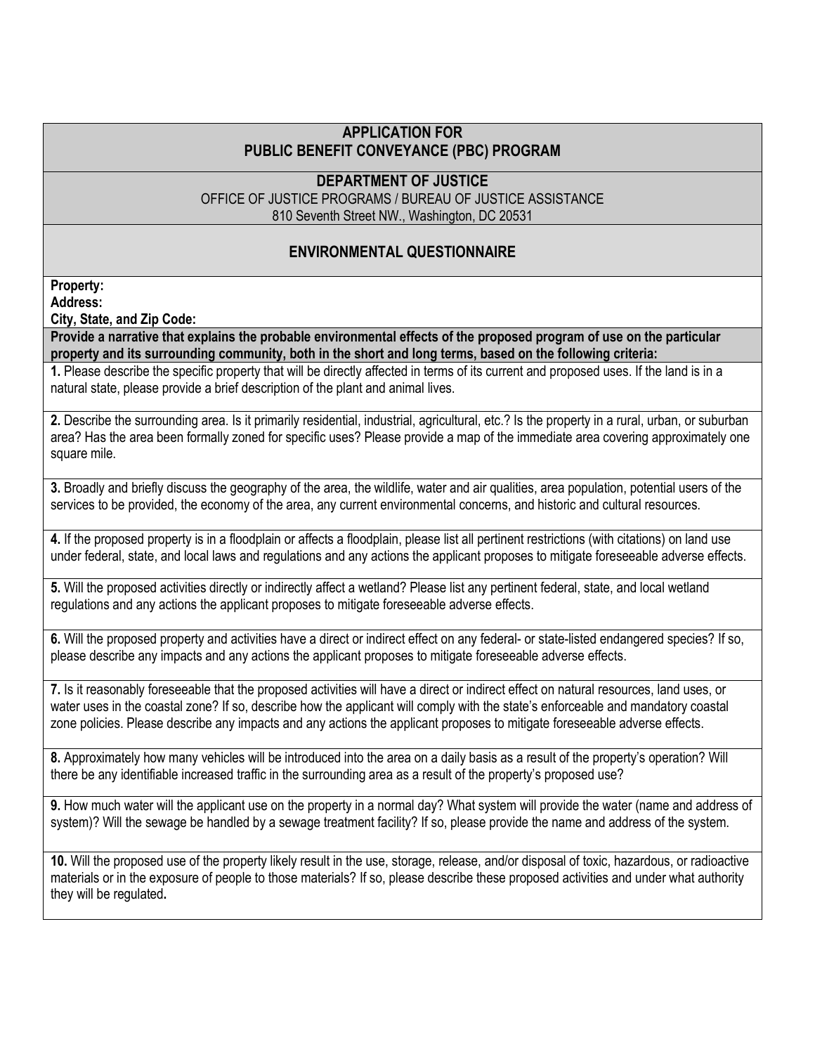## APPLICATION FOR PUBLIC BENEFIT CONVEYANCE (PBC) PROGRAM

### DEPARTMENT OF JUSTICE

OFFICE OF JUSTICE PROGRAMS / BUREAU OF JUSTICE ASSISTANCE
810 Seventh Street NW., Washington, DC 20531

### ENVIRONMENTAL QUESTIONNAIRE

**Property:**
**Address:**
**City, State, and Zip Code:**

**Provide a narrative that explains the probable environmental effects of the proposed program of use on the particular property and its surrounding community, both in the short and long terms, based on the following criteria:**

**1.** Please describe the specific property that will be directly affected in terms of its current and proposed uses. If the land is in a natural state, please provide a brief description of the plant and animal lives.

**2.** Describe the surrounding area. Is it primarily residential, industrial, agricultural, etc.? Is the property in a rural, urban, or suburban area? Has the area been formally zoned for specific uses? Please provide a map of the immediate area covering approximately one square mile.

**3.** Broadly and briefly discuss the geography of the area, the wildlife, water and air qualities, area population, potential users of the services to be provided, the economy of the area, any current environmental concerns, and historic and cultural resources.

**4.** If the proposed property is in a floodplain or affects a floodplain, please list all pertinent restrictions (with citations) on land use under federal, state, and local laws and regulations and any actions the applicant proposes to mitigate foreseeable adverse effects.

**5.** Will the proposed activities directly or indirectly affect a wetland? Please list any pertinent federal, state, and local wetland regulations and any actions the applicant proposes to mitigate foreseeable adverse effects.

**6.** Will the proposed property and activities have a direct or indirect effect on any federal- or state-listed endangered species? If so, please describe any impacts and any actions the applicant proposes to mitigate foreseeable adverse effects.

**7.** Is it reasonably foreseeable that the proposed activities will have a direct or indirect effect on natural resources, land uses, or water uses in the coastal zone? If so, describe how the applicant will comply with the state's enforceable and mandatory coastal zone policies. Please describe any impacts and any actions the applicant proposes to mitigate foreseeable adverse effects.

**8.** Approximately how many vehicles will be introduced into the area on a daily basis as a result of the property's operation? Will there be any identifiable increased traffic in the surrounding area as a result of the property's proposed use?

**9.** How much water will the applicant use on the property in a normal day? What system will provide the water (name and address of system)? Will the sewage be handled by a sewage treatment facility? If so, please provide the name and address of the system.

**10.** Will the proposed use of the property likely result in the use, storage, release, and/or disposal of toxic, hazardous, or radioactive materials or in the exposure of people to those materials? If so, please describe these proposed activities and under what authority they will be regulated**.**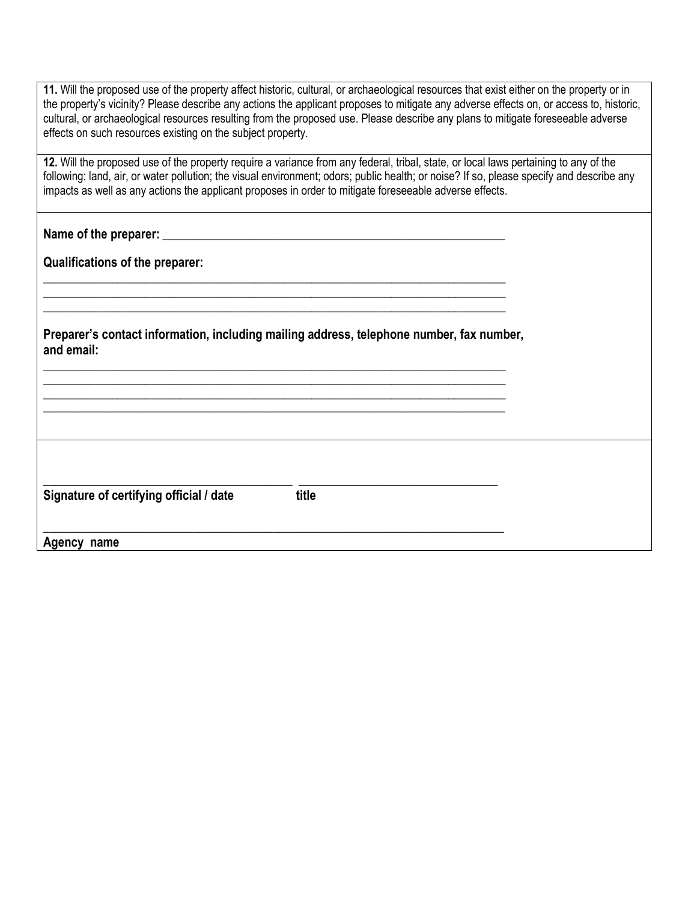**11.** Will the proposed use of the property affect historic, cultural, or archaeological resources that exist either on the property or in the property's vicinity? Please describe any actions the applicant proposes to mitigate any adverse effects on, or access to, historic, cultural, or archaeological resources resulting from the proposed use. Please describe any plans to mitigate foreseeable adverse effects on such resources existing on the subject property.

**12.** Will the proposed use of the property require a variance from any federal, tribal, state, or local laws pertaining to any of the following: land, air, or water pollution; the visual environment; odors; public health; or noise? If so, please specify and describe any impacts as well as any actions the applicant proposes in order to mitigate foreseeable adverse effects.

**Name of the preparer:** ____________________________________________________________

**Qualifications of the preparer:**

_______________________________________________________________________________

_______________________________________________________________________________

_______________________________________________________________________________

**Preparer's contact information, including mailing address, telephone number, fax number, and email:**

_______________________________________________________________________________

_______________________________________________________________________________

_______________________________________________________________________________

_______________________________________________________________________________

__________________________________________ ________________________________

**Signature of certifying official / date** **title**

_______________________________________________________________________________

**Agency name**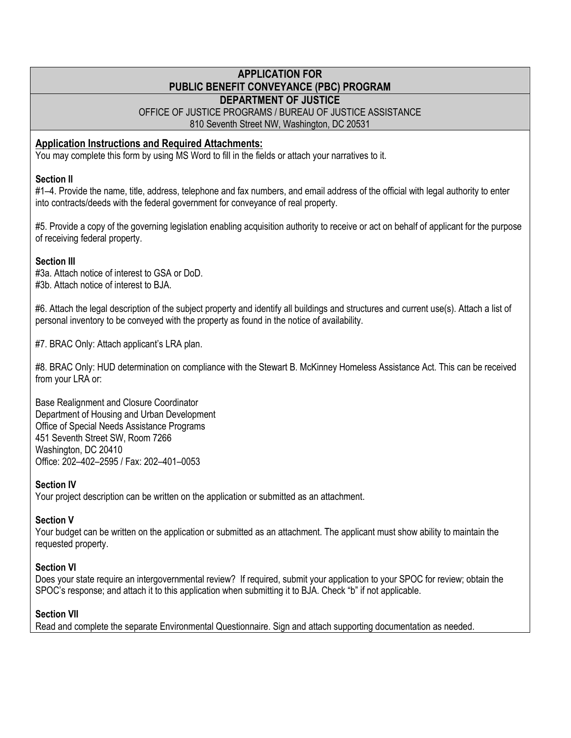# APPLICATION FOR PUBLIC BENEFIT CONVEYANCE (PBC) PROGRAM

## DEPARTMENT OF JUSTICE

OFFICE OF JUSTICE PROGRAMS / BUREAU OF JUSTICE ASSISTANCE
810 Seventh Street NW, Washington, DC 20531

**Application Instructions and Required Attachments:**

You may complete this form by using MS Word to fill in the fields or attach your narratives to it.

**Section II**

#1–4. Provide the name, title, address, telephone and fax numbers, and email address of the official with legal authority to enter into contracts/deeds with the federal government for conveyance of real property.

#5. Provide a copy of the governing legislation enabling acquisition authority to receive or act on behalf of applicant for the purpose of receiving federal property.

**Section III**

#3a. Attach notice of interest to GSA or DoD.
#3b. Attach notice of interest to BJA.

#6. Attach the legal description of the subject property and identify all buildings and structures and current use(s). Attach a list of personal inventory to be conveyed with the property as found in the notice of availability.

#7. BRAC Only: Attach applicant's LRA plan.

#8. BRAC Only: HUD determination on compliance with the Stewart B. McKinney Homeless Assistance Act. This can be received from your LRA or:

Base Realignment and Closure Coordinator
Department of Housing and Urban Development
Office of Special Needs Assistance Programs
451 Seventh Street SW, Room 7266
Washington, DC 20410
Office: 202–402–2595 / Fax: 202–401–0053

**Section IV**

Your project description can be written on the application or submitted as an attachment.

**Section V**

Your budget can be written on the application or submitted as an attachment. The applicant must show ability to maintain the requested property.

**Section VI**

Does your state require an intergovernmental review? If required, submit your application to your SPOC for review; obtain the SPOC's response; and attach it to this application when submitting it to BJA. Check "b" if not applicable.

**Section VII**

Read and complete the separate Environmental Questionnaire. Sign and attach supporting documentation as needed.